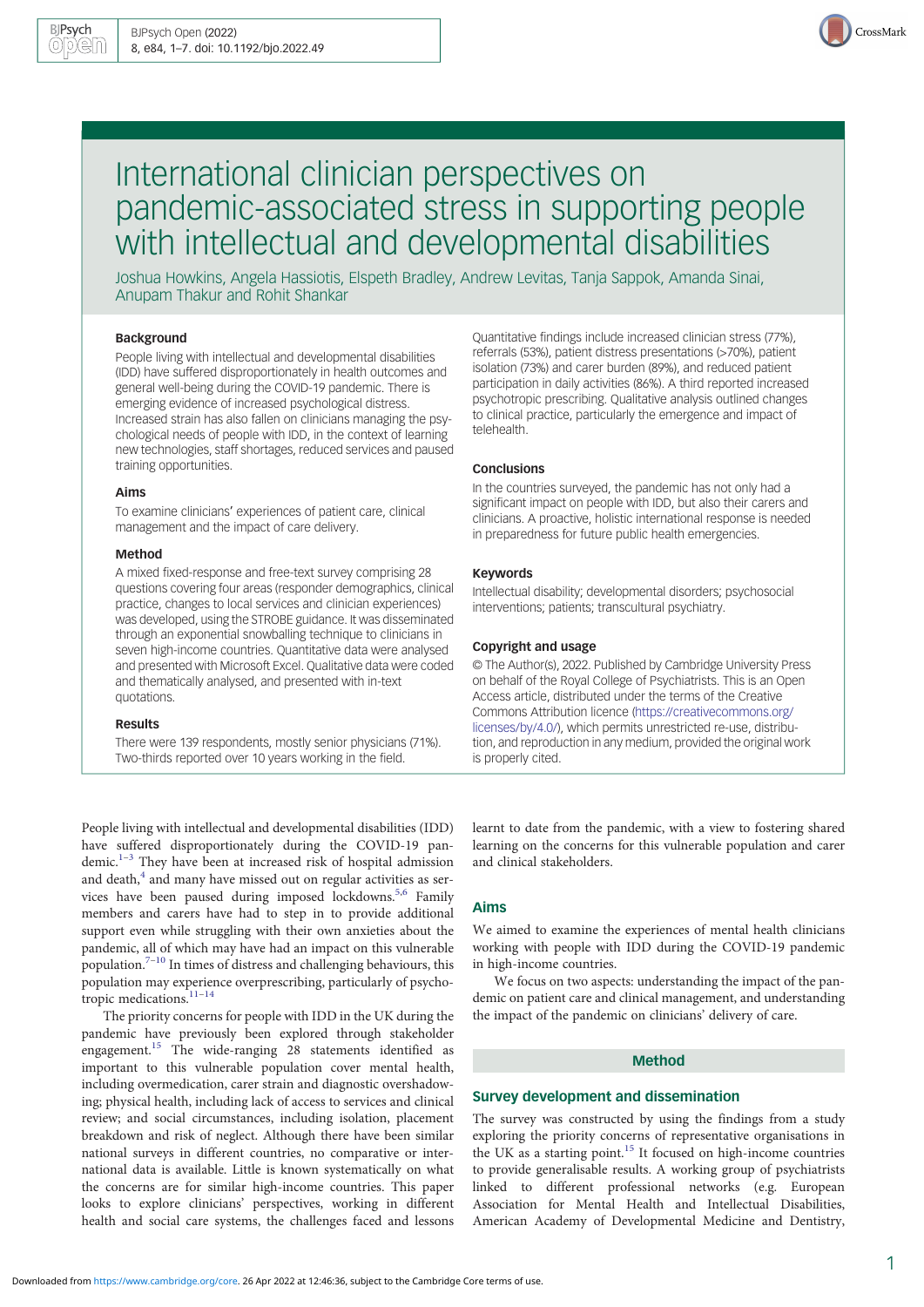# International clinician perspectives on pandemic-associated stress in supporting people with intellectual and developmental disabilities

Joshua Howkins, Angela Hassiotis, Elspeth Bradley, Andrew Levitas, Tanja Sappok, Amanda Sinai, Anupam Thakur and Rohit Shankar

### Background

People living with intellectual and developmental disabilities (IDD) have suffered disproportionately in health outcomes and general well-being during the COVID-19 pandemic. There is emerging evidence of increased psychological distress. Increased strain has also fallen on clinicians managing the psychological needs of people with IDD, in the context of learning new technologies, staff shortages, reduced services and paused training opportunities.

### Aims

To examine clinicians' experiences of patient care, clinical management and the impact of care delivery.

### Method

A mixed fixed-response and free-text survey comprising 28 questions covering four areas (responder demographics, clinical practice, changes to local services and clinician experiences) was developed, using the STROBE guidance. It was disseminated through an exponential snowballing technique to clinicians in seven high-income countries. Quantitative data were analysed and presented with Microsoft Excel. Qualitative data were coded and thematically analysed, and presented with in-text quotations.

### Results

There were 139 respondents, mostly senior physicians (71%). Two-thirds reported over 10 years working in the field. Quantitative findings include increased clinician stress (77%), referrals (53%), patient distress presentations (>70%), patient isolation (73%) and carer burden (89%), and reduced patient participation in daily activities (86%). A third reported increased psychotropic prescribing. Qualitative analysis outlined changes to clinical practice, particularly the emergence and impact of telehealth.

### Conclusions

In the countries surveyed, the pandemic has not only had a significant impact on people with IDD, but also their carers and clinicians. A proactive, holistic international response is needed in preparedness for future public health emergencies.

### Keywords

Intellectual disability; developmental disorders; psychosocial interventions; patients; transcultural psychiatry.

### Copyright and usage

© The Author(s), 2022. Published by Cambridge University Press on behalf of the Royal College of Psychiatrists. This is an Open Access article, distributed under the terms of the Creative Commons Attribution licence (https://creativecommons.org/licenses/by/4.0/), which permits unrestricted re-use, distribution, and reproduction in any medium, provided the original work is properly cited.

People living with intellectual and developmental disabilities (IDD) have suffered disproportionately during the COVID-19 pandemic.[1–3] They have been at increased risk of hospital admission and death,[4] and many have missed out on regular activities as services have been paused during imposed lockdowns.[5,6] Family members and carers have had to step in to provide additional support even while struggling with their own anxieties about the pandemic, all of which may have had an impact on this vulnerable population.[7–10] In times of distress and challenging behaviours, this population may experience overprescribing, particularly of psychotropic medications.[11–14]

The priority concerns for people with IDD in the UK during the pandemic have previously been explored through stakeholder engagement.[15] The wide-ranging 28 statements identified as important to this vulnerable population cover mental health, including overmedication, carer strain and diagnostic overshadowing; physical health, including lack of access to services and clinical review; and social circumstances, including isolation, placement breakdown and risk of neglect. Although there have been similar national surveys in different countries, no comparative or international data is available. Little is known systematically on what the concerns are for similar high-income countries. This paper looks to explore clinicians' perspectives, working in different health and social care systems, the challenges faced and lessons learnt to date from the pandemic, with a view to fostering shared learning on the concerns for this vulnerable population and carer and clinical stakeholders.

## Aims

We aimed to examine the experiences of mental health clinicians working with people with IDD during the COVID-19 pandemic in high-income countries.

We focus on two aspects: understanding the impact of the pandemic on patient care and clinical management, and understanding the impact of the pandemic on clinicians' delivery of care.

## Method

### Survey development and dissemination

The survey was constructed by using the findings from a study exploring the priority concerns of representative organisations in the UK as a starting point.[15] It focused on high-income countries to provide generalisable results. A working group of psychiatrists linked to different professional networks (e.g. European Association for Mental Health and Intellectual Disabilities, American Academy of Developmental Medicine and Dentistry,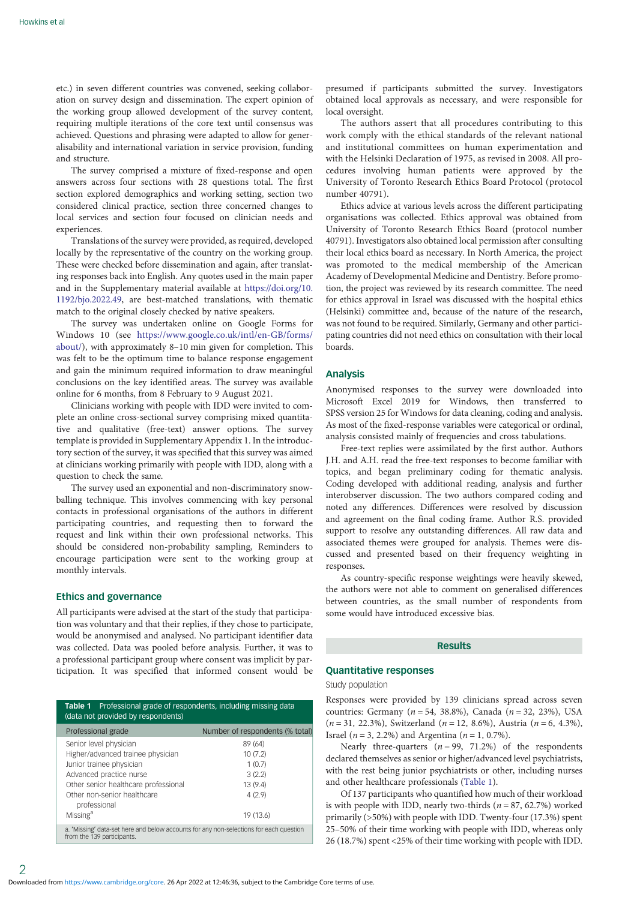etc.) in seven different countries was convened, seeking collaboration on survey design and dissemination. The expert opinion of the working group allowed development of the survey content, requiring multiple iterations of the core text until consensus was achieved. Questions and phrasing were adapted to allow for generalisability and international variation in service provision, funding and structure.

The survey comprised a mixture of fixed-response and open answers across four sections with 28 questions total. The first section explored demographics and working setting, section two considered clinical practice, section three concerned changes to local services and section four focused on clinician needs and experiences.

Translations of the survey were provided, as required, developed locally by the representative of the country on the working group. These were checked before dissemination and again, after translating responses back into English. Any quotes used in the main paper and in the Supplementary material available at https://doi.org/10.1192/bjo.2022.49, are best-matched translations, with thematic match to the original closely checked by native speakers.

The survey was undertaken online on Google Forms for Windows 10 (see https://www.google.co.uk/intl/en-GB/forms/about/), with approximately 8–10 min given for completion. This was felt to be the optimum time to balance response engagement and gain the minimum required information to draw meaningful conclusions on the key identified areas. The survey was available online for 6 months, from 8 February to 9 August 2021.

Clinicians working with people with IDD were invited to complete an online cross-sectional survey comprising mixed quantitative and qualitative (free-text) answer options. The survey template is provided in Supplementary Appendix 1. In the introductory section of the survey, it was specified that this survey was aimed at clinicians working primarily with people with IDD, along with a question to check the same.

The survey used an exponential and non-discriminatory snowballing technique. This involves commencing with key personal contacts in professional organisations of the authors in different participating countries, and requesting them to forward the request and link within their own professional networks. This should be considered non-probability sampling, Reminders to encourage participation were sent to the working group at monthly intervals.

### Ethics and governance

All participants were advised at the start of the study that participation was voluntary and that their replies, if they chose to participate, would be anonymised and analysed. No participant identifier data was collected. Data was pooled before analysis. Further, it was to a professional participant group where consent was implicit by participation. It was specified that informed consent would be presumed if participants submitted the survey. Investigators obtained local approvals as necessary, and were responsible for local oversight.

The authors assert that all procedures contributing to this work comply with the ethical standards of the relevant national and institutional committees on human experimentation and with the Helsinki Declaration of 1975, as revised in 2008. All procedures involving human patients were approved by the University of Toronto Research Ethics Board Protocol (protocol number 40791).

Ethics advice at various levels across the different participating organisations was collected. Ethics approval was obtained from University of Toronto Research Ethics Board (protocol number 40791). Investigators also obtained local permission after consulting their local ethics board as necessary. In North America, the project was promoted to the medical membership of the American Academy of Developmental Medicine and Dentistry. Before promotion, the project was reviewed by its research committee. The need for ethics approval in Israel was discussed with the hospital ethics (Helsinki) committee and, because of the nature of the research, was not found to be required. Similarly, Germany and other participating countries did not need ethics on consultation with their local boards.

### Analysis

Anonymised responses to the survey were downloaded into Microsoft Excel 2019 for Windows, then transferred to SPSS version 25 for Windows for data cleaning, coding and analysis. As most of the fixed-response variables were categorical or ordinal, analysis consisted mainly of frequencies and cross tabulations.

Free-text replies were assimilated by the first author. Authors J.H. and A.H. read the free-text responses to become familiar with topics, and began preliminary coding for thematic analysis. Coding developed with additional reading, analysis and further interobserver discussion. The two authors compared coding and noted any differences. Differences were resolved by discussion and agreement on the final coding frame. Author R.S. provided support to resolve any outstanding differences. All raw data and associated themes were grouped for analysis. Themes were discussed and presented based on their frequency weighting in responses.

As country-specific response weightings were heavily skewed, the authors were not able to comment on generalised differences between countries, as the small number of respondents from some would have introduced excessive bias.

## Results

### Quantitative responses

Study population

Responses were provided by 139 clinicians spread across seven countries: Germany ($n = 54$, 38.8%), Canada ($n = 32$, 23%), USA ($n = 31$, 22.3%), Switzerland ($n = 12$, 8.6%), Austria ($n = 6$, 4.3%), Israel ($n = 3$, 2.2%) and Argentina ($n = 1$, 0.7%).

Nearly three-quarters ($n = 99$, 71.2%) of the respondents declared themselves as senior or higher/advanced level psychiatrists, with the rest being junior psychiatrists or other, including nurses and other healthcare professionals (Table 1).

Of 137 participants who quantified how much of their workload is with people with IDD, nearly two-thirds ($n = 87$, 62.7%) worked primarily (>50%) with people with IDD. Twenty-four (17.3%) spent 25–50% of their time working with people with IDD, whereas only 26 (18.7%) spent <25% of their time working with people with IDD.

**Table 1** Professional grade of respondents, including missing data (data not provided by respondents)

| Professional grade | Number of respondents (% total) |
|---|---|
| Senior level physician | 89 (64) |
| Higher/advanced trainee physician | 10 (7.2) |
| Junior trainee physician | 1 (0.7) |
| Advanced practice nurse | 3 (2.2) |
| Other senior healthcare professional | 13 (9.4) |
| Other non-senior healthcare professional | 4 (2.9) |
| Missing[a] | 19 (13.6) |

a. 'Missing' data-set here and below accounts for any non-selections for each question from the 139 participants.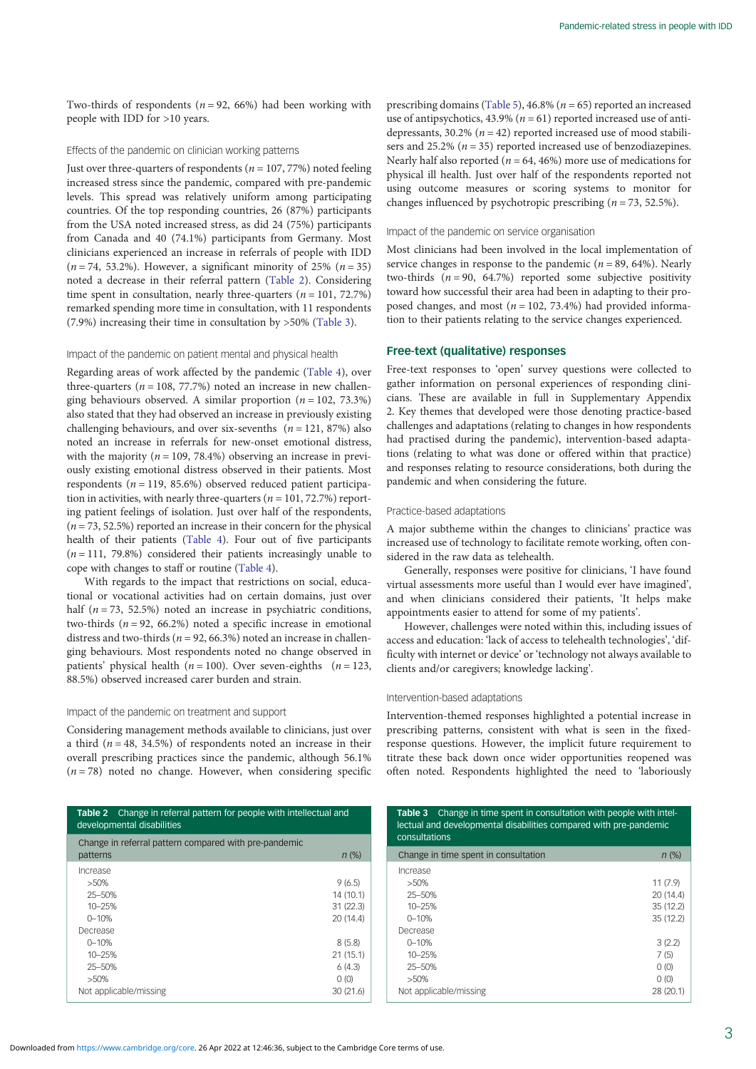Two-thirds of respondents ($n = 92$, 66%) had been working with people with IDD for >10 years.

### Effects of the pandemic on clinician working patterns

Just over three-quarters of respondents ($n = 107$, 77%) noted feeling increased stress since the pandemic, compared with pre-pandemic levels. This spread was relatively uniform among participating countries. Of the top responding countries, 26 (87%) participants from the USA noted increased stress, as did 24 (75%) participants from Canada and 40 (74.1%) participants from Germany. Most clinicians experienced an increase in referrals of people with IDD ($n = 74$, 53.2%). However, a significant minority of 25% ($n = 35$) noted a decrease in their referral pattern (Table 2). Considering time spent in consultation, nearly three-quarters ($n = 101$, 72.7%) remarked spending more time in consultation, with 11 respondents (7.9%) increasing their time in consultation by >50% (Table 3).

### Impact of the pandemic on patient mental and physical health

Regarding areas of work affected by the pandemic (Table 4), over three-quarters ($n = 108$, 77.7%) noted an increase in new challenging behaviours observed. A similar proportion ($n = 102$, 73.3%) also stated that they had observed an increase in previously existing challenging behaviours, and over six-sevenths ($n = 121$, 87%) also noted an increase in referrals for new-onset emotional distress, with the majority ($n = 109$, 78.4%) observing an increase in previously existing emotional distress observed in their patients. Most respondents ($n = 119$, 85.6%) observed reduced patient participation in activities, with nearly three-quarters ($n = 101$, 72.7%) reporting patient feelings of isolation. Just over half of the respondents, ($n = 73$, 52.5%) reported an increase in their concern for the physical health of their patients (Table 4). Four out of five participants ($n = 111$, 79.8%) considered their patients increasingly unable to cope with changes to staff or routine (Table 4).

With regards to the impact that restrictions on social, educational or vocational activities had on certain domains, just over half ($n = 73$, 52.5%) noted an increase in psychiatric conditions, two-thirds ($n = 92$, 66.2%) noted a specific increase in emotional distress and two-thirds ($n = 92$, 66.3%) noted an increase in challenging behaviours. Most respondents noted no change observed in patients' physical health ($n = 100$). Over seven-eighths ($n = 123$, 88.5%) observed increased carer burden and strain.

### Impact of the pandemic on treatment and support

Considering management methods available to clinicians, just over a third ($n = 48$, 34.5%) of respondents noted an increase in their overall prescribing practices since the pandemic, although 56.1% ($n = 78$) noted no change. However, when considering specific prescribing domains (Table 5), 46.8% ($n = 65$) reported an increased use of antipsychotics, 43.9% ($n = 61$) reported increased use of antidepressants, 30.2% ($n = 42$) reported increased use of mood stabilisers and 25.2% ($n = 35$) reported increased use of benzodiazepines. Nearly half also reported ($n = 64$, 46%) more use of medications for physical ill health. Just over half of the respondents reported not using outcome measures or scoring systems to monitor for changes influenced by psychotropic prescribing ($n = 73$, 52.5%).

### Impact of the pandemic on service organisation

Most clinicians had been involved in the local implementation of service changes in response to the pandemic ($n = 89$, 64%). Nearly two-thirds ($n = 90$, 64.7%) reported some subjective positivity toward how successful their area had been in adapting to their proposed changes, and most ($n = 102$, 73.4%) had provided information to their patients relating to the service changes experienced.

## Free-text (qualitative) responses

Free-text responses to 'open' survey questions were collected to gather information on personal experiences of responding clinicians. These are available in full in Supplementary Appendix 2. Key themes that developed were those denoting practice-based challenges and adaptations (relating to changes in how respondents had practised during the pandemic), intervention-based adaptations (relating to what was done or offered within that practice) and responses relating to resource considerations, both during the pandemic and when considering the future.

### Practice-based adaptations

A major subtheme within the changes to clinicians' practice was increased use of technology to facilitate remote working, often considered in the raw data as telehealth.

Generally, responses were positive for clinicians, 'I have found virtual assessments more useful than I would ever have imagined', and when clinicians considered their patients, 'It helps make appointments easier to attend for some of my patients'.

However, challenges were noted within this, including issues of access and education: 'lack of access to telehealth technologies', 'difficulty with internet or device' or 'technology not always available to clients and/or caregivers; knowledge lacking'.

### Intervention-based adaptations

Intervention-themed responses highlighted a potential increase in prescribing patterns, consistent with what is seen in the fixed-response questions. However, the implicit future requirement to titrate these back down once wider opportunities reopened was often noted. Respondents highlighted the need to 'laboriously

**Table 2** Change in referral pattern for people with intellectual and developmental disabilities

| Change in referral pattern compared with pre-pandemic patterns | n (%) |
|---|---|
| Increase | |
| >50% | 9 (6.5) |
| 25–50% | 14 (10.1) |
| 10–25% | 31 (22.3) |
| 0–10% | 20 (14.4) |
| Decrease | |
| 0–10% | 8 (5.8) |
| 10–25% | 21 (15.1) |
| 25–50% | 6 (4.3) |
| >50% | 0 (0) |
| Not applicable/missing | 30 (21.6) |

**Table 3** Change in time spent in consultation with people with intellectual and developmental disabilities compared with pre-pandemic consultations

| Change in time spent in consultation | n (%) |
|---|---|
| Increase | |
| >50% | 11 (7.9) |
| 25–50% | 20 (14.4) |
| 10–25% | 35 (12.2) |
| 0–10% | 35 (12.2) |
| Decrease | |
| 0–10% | 3 (2.2) |
| 10–25% | 7 (5) |
| 25–50% | 0 (0) |
| >50% | 0 (0) |
| Not applicable/missing | 28 (20.1) |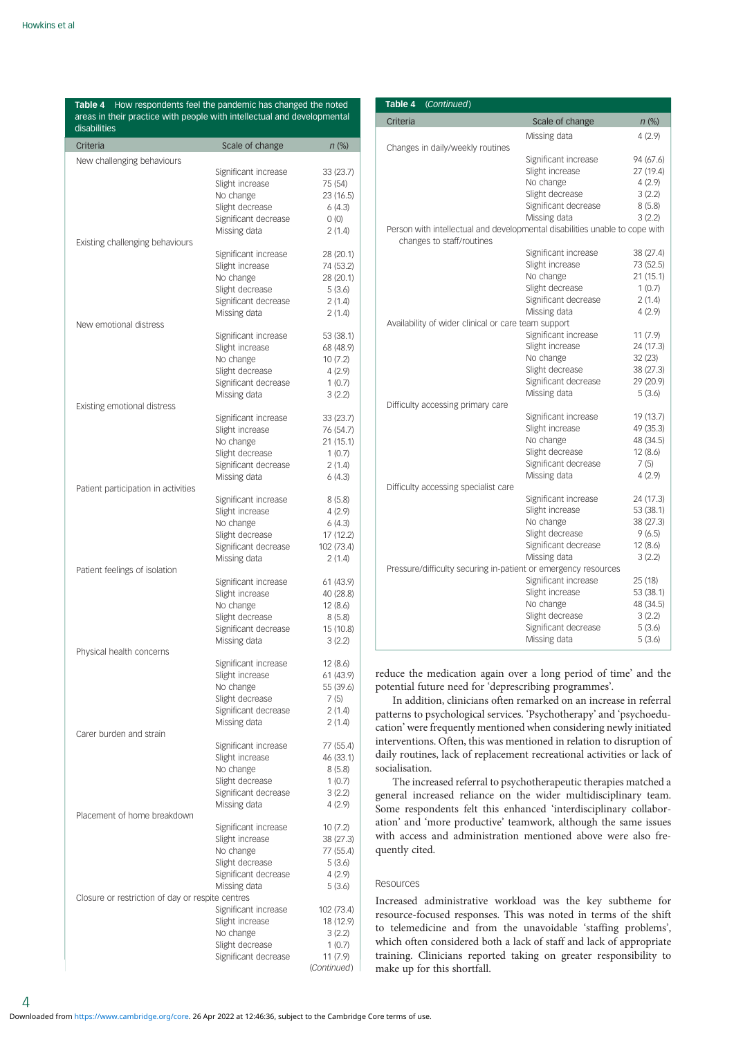**Table 4** How respondents feel the pandemic has changed the noted areas in their practice with people with intellectual and developmental disabilities

| Criteria | Scale of change | n (%) |
|---|---|---|
| New challenging behaviours | | |
| | Significant increase | 33 (23.7) |
| | Slight increase | 75 (54) |
| | No change | 23 (16.5) |
| | Slight decrease | 6 (4.3) |
| | Significant decrease | 0 (0) |
| | Missing data | 2 (1.4) |
| Existing challenging behaviours | | |
| | Significant increase | 28 (20.1) |
| | Slight increase | 74 (53.2) |
| | No change | 28 (20.1) |
| | Slight decrease | 5 (3.6) |
| | Significant decrease | 2 (1.4) |
| | Missing data | 2 (1.4) |
| New emotional distress | | |
| | Significant increase | 53 (38.1) |
| | Slight increase | 68 (48.9) |
| | No change | 10 (7.2) |
| | Slight decrease | 4 (2.9) |
| | Significant decrease | 1 (0.7) |
| | Missing data | 3 (2.2) |
| Existing emotional distress | | |
| | Significant increase | 33 (23.7) |
| | Slight increase | 76 (54.7) |
| | No change | 21 (15.1) |
| | Slight decrease | 1 (0.7) |
| | Significant decrease | 2 (1.4) |
| | Missing data | 6 (4.3) |
| Patient participation in activities | | |
| | Significant increase | 8 (5.8) |
| | Slight increase | 4 (2.9) |
| | No change | 6 (4.3) |
| | Slight decrease | 17 (12.2) |
| | Significant decrease | 102 (73.4) |
| | Missing data | 2 (1.4) |
| Patient feelings of isolation | | |
| | Significant increase | 61 (43.9) |
| | Slight increase | 40 (28.8) |
| | No change | 12 (8.6) |
| | Slight decrease | 8 (5.8) |
| | Significant decrease | 15 (10.8) |
| | Missing data | 3 (2.2) |
| Physical health concerns | | |
| | Significant increase | 12 (8.6) |
| | Slight increase | 61 (43.9) |
| | No change | 55 (39.6) |
| | Slight decrease | 7 (5) |
| | Significant decrease | 2 (1.4) |
| | Missing data | 2 (1.4) |
| Carer burden and strain | | |
| | Significant increase | 77 (55.4) |
| | Slight increase | 46 (33.1) |
| | No change | 8 (5.8) |
| | Slight decrease | 1 (0.7) |
| | Significant decrease | 3 (2.2) |
| | Missing data | 4 (2.9) |
| Placement of home breakdown | | |
| | Significant increase | 10 (7.2) |
| | Slight increase | 38 (27.3) |
| | No change | 77 (55.4) |
| | Slight decrease | 5 (3.6) |
| | Significant decrease | 4 (2.9) |
| | Missing data | 5 (3.6) |
| Closure or restriction of day or respite centres | | |
| | Significant increase | 102 (73.4) |
| | Slight increase | 18 (12.9) |
| | No change | 3 (2.2) |
| | Slight decrease | 1 (0.7) |
| | Significant decrease | 11 (7.9) |
| | Missing data | 4 (2.9) |
| Changes in daily/weekly routines | | |
| | Significant increase | 94 (67.6) |
| | Slight increase | 27 (19.4) |
| | No change | 4 (2.9) |
| | Slight decrease | 3 (2.2) |
| | Significant decrease | 8 (5.8) |
| | Missing data | 3 (2.2) |
| Person with intellectual and developmental disabilities unable to cope with changes to staff/routines | | |
| | Significant increase | 38 (27.4) |
| | Slight increase | 73 (52.5) |
| | No change | 21 (15.1) |
| | Slight decrease | 1 (0.7) |
| | Significant decrease | 2 (1.4) |
| | Missing data | 4 (2.9) |
| Availability of wider clinical or care team support | | |
| | Significant increase | 11 (7.9) |
| | Slight increase | 24 (17.3) |
| | No change | 32 (23) |
| | Slight decrease | 38 (27.3) |
| | Significant decrease | 29 (20.9) |
| | Missing data | 5 (3.6) |
| Difficulty accessing primary care | | |
| | Significant increase | 19 (13.7) |
| | Slight increase | 49 (35.3) |
| | No change | 48 (34.5) |
| | Slight decrease | 12 (8.6) |
| | Significant decrease | 7 (5) |
| | Missing data | 4 (2.9) |
| Difficulty accessing specialist care | | |
| | Significant increase | 24 (17.3) |
| | Slight increase | 53 (38.1) |
| | No change | 38 (27.3) |
| | Slight decrease | 9 (6.5) |
| | Significant decrease | 12 (8.6) |
| | Missing data | 3 (2.2) |
| Pressure/difficulty securing in-patient or emergency resources | | |
| | Significant increase | 25 (18) |
| | Slight increase | 53 (38.1) |
| | No change | 48 (34.5) |
| | Slight decrease | 3 (2.2) |
| | Significant decrease | 5 (3.6) |
| | Missing data | 5 (3.6) |

reduce the medication again over a long period of time' and the potential future need for 'deprescribing programmes'.

In addition, clinicians often remarked on an increase in referral patterns to psychological services. 'Psychotherapy' and 'psychoeducation' were frequently mentioned when considering newly initiated interventions. Often, this was mentioned in relation to disruption of daily routines, lack of replacement recreational activities or lack of socialisation.

The increased referral to psychotherapeutic therapies matched a general increased reliance on the wider multidisciplinary team. Some respondents felt this enhanced 'interdisciplinary collaboration' and 'more productive' teamwork, although the same issues with access and administration mentioned above were also frequently cited.

### Resources

Increased administrative workload was the key subtheme for resource-focused responses. This was noted in terms of the shift to telemedicine and from the unavoidable 'staffing problems', which often considered both a lack of staff and lack of appropriate training. Clinicians reported taking on greater responsibility to make up for this shortfall.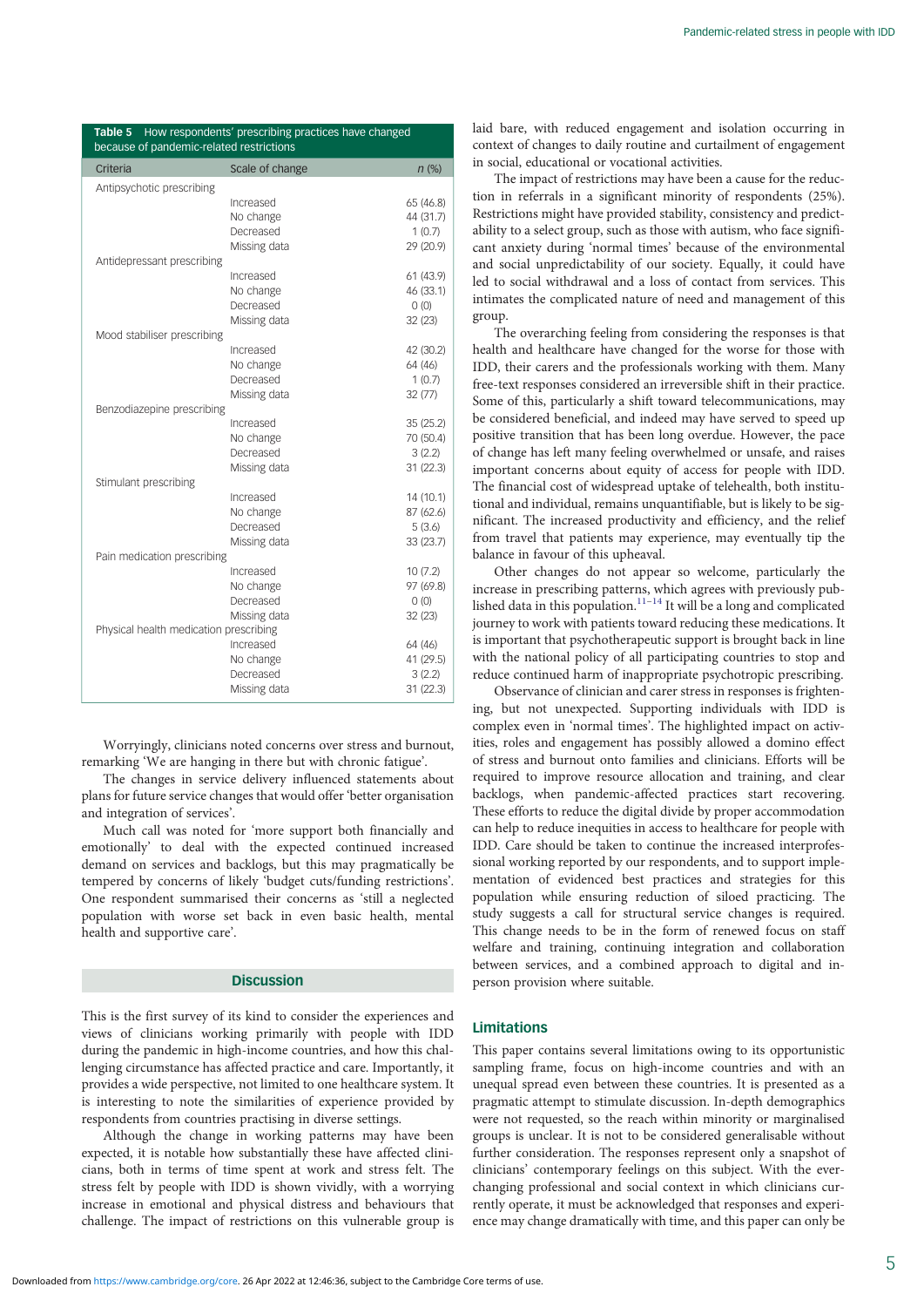**Table 5** How respondents' prescribing practices have changed because of pandemic-related restrictions

| Criteria | Scale of change | *n* (%) |
|---|---|---|
| Antipsychotic prescribing | | |
| | Increased | 65 (46.8) |
| | No change | 44 (31.7) |
| | Decreased | 1 (0.7) |
| | Missing data | 29 (20.9) |
| Antidepressant prescribing | | |
| | Increased | 61 (43.9) |
| | No change | 46 (33.1) |
| | Decreased | 0 (0) |
| | Missing data | 32 (23) |
| Mood stabiliser prescribing | | |
| | Increased | 42 (30.2) |
| | No change | 64 (46) |
| | Decreased | 1 (0.7) |
| | Missing data | 32 (77) |
| Benzodiazepine prescribing | | |
| | Increased | 35 (25.2) |
| | No change | 70 (50.4) |
| | Decreased | 3 (2.2) |
| | Missing data | 31 (22.3) |
| Stimulant prescribing | | |
| | Increased | 14 (10.1) |
| | No change | 87 (62.6) |
| | Decreased | 5 (3.6) |
| | Missing data | 33 (23.7) |
| Pain medication prescribing | | |
| | Increased | 10 (7.2) |
| | No change | 97 (69.8) |
| | Decreased | 0 (0) |
| | Missing data | 32 (23) |
| Physical health medication prescribing | | |
| | Increased | 64 (46) |
| | No change | 41 (29.5) |
| | Decreased | 3 (2.2) |
| | Missing data | 31 (22.3) |

Worryingly, clinicians noted concerns over stress and burnout, remarking 'We are hanging in there but with chronic fatigue'.

The changes in service delivery influenced statements about plans for future service changes that would offer 'better organisation and integration of services'.

Much call was noted for 'more support both financially and emotionally' to deal with the expected continued increased demand on services and backlogs, but this may pragmatically be tempered by concerns of likely 'budget cuts/funding restrictions'. One respondent summarised their concerns as 'still a neglected population with worse set back in even basic health, mental health and supportive care'.

## Discussion

This is the first survey of its kind to consider the experiences and views of clinicians working primarily with people with IDD during the pandemic in high-income countries, and how this challenging circumstance has affected practice and care. Importantly, it provides a wide perspective, not limited to one healthcare system. It is interesting to note the similarities of experience provided by respondents from countries practising in diverse settings.

Although the change in working patterns may have been expected, it is notable how substantially these have affected clinicians, both in terms of time spent at work and stress felt. The stress felt by people with IDD is shown vividly, with a worrying increase in emotional and physical distress and behaviours that challenge. The impact of restrictions on this vulnerable group is laid bare, with reduced engagement and isolation occurring in context of changes to daily routine and curtailment of engagement in social, educational or vocational activities.

The impact of restrictions may have been a cause for the reduction in referrals in a significant minority of respondents (25%). Restrictions might have provided stability, consistency and predictability to a select group, such as those with autism, who face significant anxiety during 'normal times' because of the environmental and social unpredictability of our society. Equally, it could have led to social withdrawal and a loss of contact from services. This intimates the complicated nature of need and management of this group.

The overarching feeling from considering the responses is that health and healthcare have changed for the worse for those with IDD, their carers and the professionals working with them. Many free-text responses considered an irreversible shift in their practice. Some of this, particularly a shift toward telecommunications, may be considered beneficial, and indeed may have served to speed up positive transition that has been long overdue. However, the pace of change has left many feeling overwhelmed or unsafe, and raises important concerns about equity of access for people with IDD. The financial cost of widespread uptake of telehealth, both institutional and individual, remains unquantifiable, but is likely to be significant. The increased productivity and efficiency, and the relief from travel that patients may experience, may eventually tip the balance in favour of this upheaval.

Other changes do not appear so welcome, particularly the increase in prescribing patterns, which agrees with previously published data in this population.[11–14] It will be a long and complicated journey to work with patients toward reducing these medications. It is important that psychotherapeutic support is brought back in line with the national policy of all participating countries to stop and reduce continued harm of inappropriate psychotropic prescribing.

Observance of clinician and carer stress in responses is frightening, but not unexpected. Supporting individuals with IDD is complex even in 'normal times'. The highlighted impact on activities, roles and engagement has possibly allowed a domino effect of stress and burnout onto families and clinicians. Efforts will be required to improve resource allocation and training, and clear backlogs, when pandemic-affected practices start recovering. These efforts to reduce the digital divide by proper accommodation can help to reduce inequities in access to healthcare for people with IDD. Care should be taken to continue the increased interprofessional working reported by our respondents, and to support implementation of evidenced best practices and strategies for this population while ensuring reduction of siloed practicing. The study suggests a call for structural service changes is required. This change needs to be in the form of renewed focus on staff welfare and training, continuing integration and collaboration between services, and a combined approach to digital and in-person provision where suitable.

## Limitations

This paper contains several limitations owing to its opportunistic sampling frame, focus on high-income countries and with an unequal spread even between these countries. It is presented as a pragmatic attempt to stimulate discussion. In-depth demographics were not requested, so the reach within minority or marginalised groups is unclear. It is not to be considered generalisable without further consideration. The responses represent only a snapshot of clinicians' contemporary feelings on this subject. With the ever-changing professional and social context in which clinicians currently operate, it must be acknowledged that responses and experience may change dramatically with time, and this paper can only be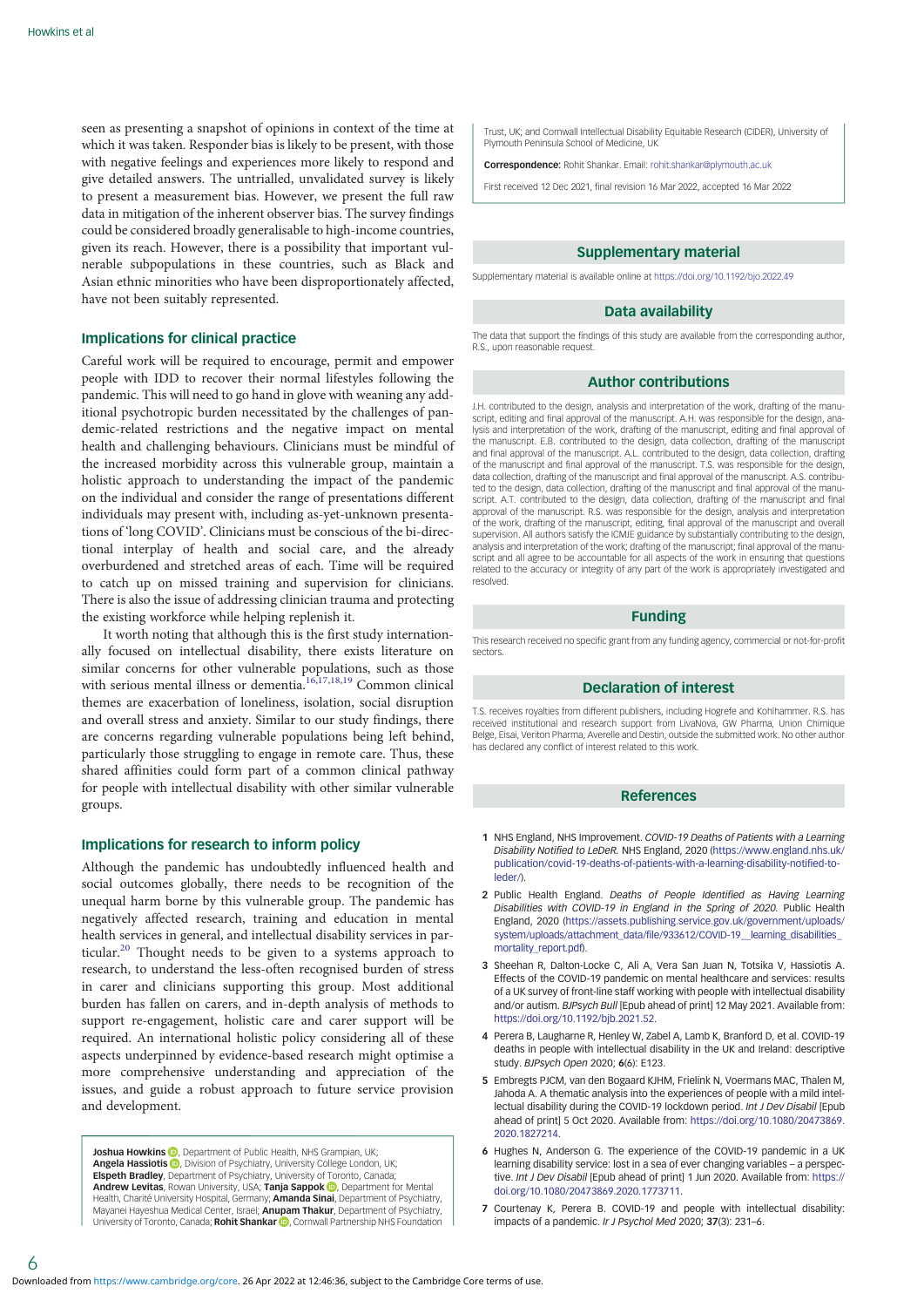seen as presenting a snapshot of opinions in context of the time at which it was taken. Responder bias is likely to be present, with those with negative feelings and experiences more likely to respond and give detailed answers. The untrialled, unvalidated survey is likely to present a measurement bias. However, we present the full raw data in mitigation of the inherent observer bias. The survey findings could be considered broadly generalisable to high-income countries, given its reach. However, there is a possibility that important vulnerable subpopulations in these countries, such as Black and Asian ethnic minorities who have been disproportionately affected, have not been suitably represented.

## Implications for clinical practice

Careful work will be required to encourage, permit and empower people with IDD to recover their normal lifestyles following the pandemic. This will need to go hand in glove with weaning any additional psychotropic burden necessitated by the challenges of pandemic-related restrictions and the negative impact on mental health and challenging behaviours. Clinicians must be mindful of the increased morbidity across this vulnerable group, maintain a holistic approach to understanding the impact of the pandemic on the individual and consider the range of presentations different individuals may present with, including as-yet-unknown presentations of 'long COVID'. Clinicians must be conscious of the bi-directional interplay of health and social care, and the already overburdened and stretched areas of each. Time will be required to catch up on missed training and supervision for clinicians. There is also the issue of addressing clinician trauma and protecting the existing workforce while helping replenish it.

It worth noting that although this is the first study internationally focused on intellectual disability, there exists literature on similar concerns for other vulnerable populations, such as those with serious mental illness or dementia.[16,17,18,19] Common clinical themes are exacerbation of loneliness, isolation, social disruption and overall stress and anxiety. Similar to our study findings, there are concerns regarding vulnerable populations being left behind, particularly those struggling to engage in remote care. Thus, these shared affinities could form part of a common clinical pathway for people with intellectual disability with other similar vulnerable groups.

## Implications for research to inform policy

Although the pandemic has undoubtedly influenced health and social outcomes globally, there needs to be recognition of the unequal harm borne by this vulnerable group. The pandemic has negatively affected research, training and education in mental health services in general, and intellectual disability services in particular.[20] Thought needs to be given to a systems approach to research, to understand the less-often recognised burden of stress in carer and clinicians supporting this group. Most additional burden has fallen on carers, and in-depth analysis of methods to support re-engagement, holistic care and carer support will be required. An international holistic policy considering all of these aspects underpinned by evidence-based research might optimise a more comprehensive understanding and appreciation of the issues, and guide a robust approach to future service provision and development.

**Joshua Howkins**, Department of Public Health, NHS Grampian, UK; **Angela Hassiotis**, Division of Psychiatry, University College London, UK; **Elspeth Bradley**, Department of Psychiatry, University of Toronto, Canada; **Andrew Levitas**, Rowan University, USA; **Tanja Sappok**, Department for Mental Health, Charité University Hospital, Germany; **Amanda Sinai**, Department of Psychiatry, Mayanei Hayeshua Medical Center, Israel; **Anupam Thakur**, Department of Psychiatry, University of Toronto, Canada; **Rohit Shankar**, Cornwall Partnership NHS Foundation Trust, UK; and Cornwall Intellectual Disability Equitable Research (CIDER), University of Plymouth Peninsula School of Medicine, UK

**Correspondence:** Rohit Shankar. Email: rohit.shankar@plymouth.ac.uk

First received 12 Dec 2021, final revision 16 Mar 2022, accepted 16 Mar 2022

## Supplementary material

Supplementary material is available online at https://doi.org/10.1192/bjo.2022.49

## Data availability

The data that support the findings of this study are available from the corresponding author, R.S., upon reasonable request.

## Author contributions

J.H. contributed to the design, analysis and interpretation of the work, drafting of the manuscript, editing and final approval of the manuscript. A.H. was responsible for the design, analysis and interpretation of the work, drafting of the manuscript, editing and final approval of the manuscript. E.B. contributed to the design, data collection, drafting of the manuscript and final approval of the manuscript. A.L. contributed to the design, data collection, drafting of the manuscript and final approval of the manuscript. T.S. was responsible for the design, data collection, drafting of the manuscript and final approval of the manuscript. A.S. contributed to the design, data collection, drafting of the manuscript and final approval of the manuscript. A.T. contributed to the design, data collection, drafting of the manuscript and final approval of the manuscript. R.S. was responsible for the design, analysis and interpretation of the work, drafting of the manuscript, editing, final approval of the manuscript and overall supervision. All authors satisfy the ICMJE guidance by substantially contributing to the design, analysis and interpretation of the work; drafting of the manuscript; final approval of the manuscript and all agree to be accountable for all aspects of the work in ensuring that questions related to the accuracy or integrity of any part of the work is appropriately investigated and resolved.

## Funding

This research received no specific grant from any funding agency, commercial or not-for-profit sectors.

## Declaration of interest

T.S. receives royalties from different publishers, including Hogrefe and Kohlhammer. R.S. has received institutional and research support from LivaNova, GW Pharma, Union Chimique Belge, Eisai, Veriton Pharma, Averelle and Destin, outside the submitted work. No other author has declared any conflict of interest related to this work.

## References

1. NHS England, NHS Improvement. *COVID-19 Deaths of Patients with a Learning Disability Notified to LeDeR*. NHS England, 2020 (https://www.england.nhs.uk/publication/covid-19-deaths-of-patients-with-a-learning-disability-notified-to-leder/).
2. Public Health England. *Deaths of People Identified as Having Learning Disabilities with COVID-19 in England in the Spring of 2020*. Public Health England, 2020 (https://assets.publishing.service.gov.uk/government/uploads/system/uploads/attachment_data/file/933612/COVID-19__learning_disabilities_mortality_report.pdf).
3. Sheehan R, Dalton-Locke C, Ali A, Vera San Juan N, Totsika V, Hassiotis A. Effects of the COVID-19 pandemic on mental healthcare and services: results of a UK survey of front-line staff working with people with intellectual disability and/or autism. *BJPsych Bull* [Epub ahead of print] 12 May 2021. Available from: https://doi.org/10.1192/bjb.2021.52.
4. Perera B, Laugharne R, Henley W, Zabel A, Lamb K, Branford D, et al. COVID-19 deaths in people with intellectual disability in the UK and Ireland: descriptive study. *BJPsych Open* 2020; **6**(6): E123.
5. Embregts PJCM, van den Bogaard KJHM, Frielink N, Voermans MAC, Thalen M, Jahoda A. A thematic analysis into the experiences of people with a mild intellectual disability during the COVID-19 lockdown period. *Int J Dev Disabil* [Epub ahead of print] 5 Oct 2020. Available from: https://doi.org/10.1080/20473869.2020.1827214.
6. Hughes N, Anderson G. The experience of the COVID-19 pandemic in a UK learning disability service: lost in a sea of ever changing variables – a perspective. *Int J Dev Disabil* [Epub ahead of print] 1 Jun 2020. Available from: https://doi.org/10.1080/20473869.2020.1773711.
7. Courtenay K, Perera B. COVID-19 and people with intellectual disability: impacts of a pandemic. *Ir J Psychol Med* 2020; **37**(3): 231–6.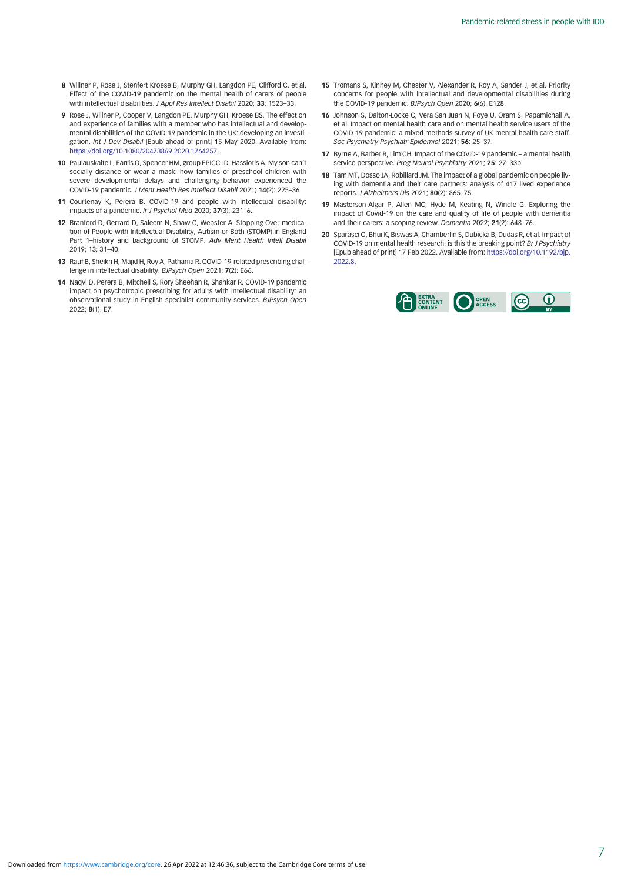8 Willner P, Rose J, Stenfert Kroese B, Murphy GH, Langdon PE, Clifford C, et al. Effect of the COVID-19 pandemic on the mental health of carers of people with intellectual disabilities. *J Appl Res Intellect Disabil* 2020; **33**: 1523–33.

9 Rose J, Willner P, Cooper V, Langdon PE, Murphy GH, Kroese BS. The effect on and experience of families with a member who has intellectual and developmental disabilities of the COVID-19 pandemic in the UK: developing an investigation. *Int J Dev Disabil* [Epub ahead of print] 15 May 2020. Available from: https://doi.org/10.1080/20473869.2020.1764257.

10 Paulauskaite L, Farris O, Spencer HM, group EPICC-ID, Hassiotis A. My son can't socially distance or wear a mask: how families of preschool children with severe developmental delays and challenging behavior experienced the COVID-19 pandemic. *J Ment Health Res Intellect Disabil* 2021; **14**(2): 225–36.

11 Courtenay K, Perera B. COVID-19 and people with intellectual disability: impacts of a pandemic. *Ir J Psychol Med* 2020; **37**(3): 231–6.

12 Branford D, Gerrard D, Saleem N, Shaw C, Webster A. Stopping Over-medication of People with Intellectual Disability, Autism or Both (STOMP) in England Part 1–history and background of STOMP. *Adv Ment Health Intell Disabil* 2019; 13: 31–40.

13 Rauf B, Sheikh H, Majid H, Roy A, Pathania R. COVID-19-related prescribing challenge in intellectual disability. *BJPsych Open* 2021; **7**(2): E66.

14 Naqvi D, Perera B, Mitchell S, Rory Sheehan R, Shankar R. COVID-19 pandemic impact on psychotropic prescribing for adults with intellectual disability: an observational study in English specialist community services. *BJPsych Open* 2022; **8**(1): E7.

15 Tromans S, Kinney M, Chester V, Alexander R, Roy A, Sander J, et al. Priority concerns for people with intellectual and developmental disabilities during the COVID-19 pandemic. *BJPsych Open* 2020; **6**(6): E128.

16 Johnson S, Dalton-Locke C, Vera San Juan N, Foye U, Oram S, Papamichail A, et al. Impact on mental health care and on mental health service users of the COVID-19 pandemic: a mixed methods survey of UK mental health care staff. *Soc Psychiatry Psychiatr Epidemiol* 2021; **56**: 25–37.

17 Byrne A, Barber R, Lim CH. Impact of the COVID-19 pandemic – a mental health service perspective. *Prog Neurol Psychiatry* 2021; **25**: 27–33b.

18 Tam MT, Dosso JA, Robillard JM. The impact of a global pandemic on people living with dementia and their care partners: analysis of 417 lived experience reports. *J Alzheimers Dis* 2021; **80**(2): 865–75.

19 Masterson-Algar P, Allen MC, Hyde M, Keating N, Windle G. Exploring the impact of Covid-19 on the care and quality of life of people with dementia and their carers: a scoping review. *Dementia* 2022; **21**(2): 648–76.

20 Sparasci O, Bhui K, Biswas A, Chamberlin S, Dubicka B, Dudas R, et al. Impact of COVID-19 on mental health research: is this the breaking point? *Br J Psychiatry* [Epub ahead of print] 17 Feb 2022. Available from: https://doi.org/10.1192/bjp.2022.8.